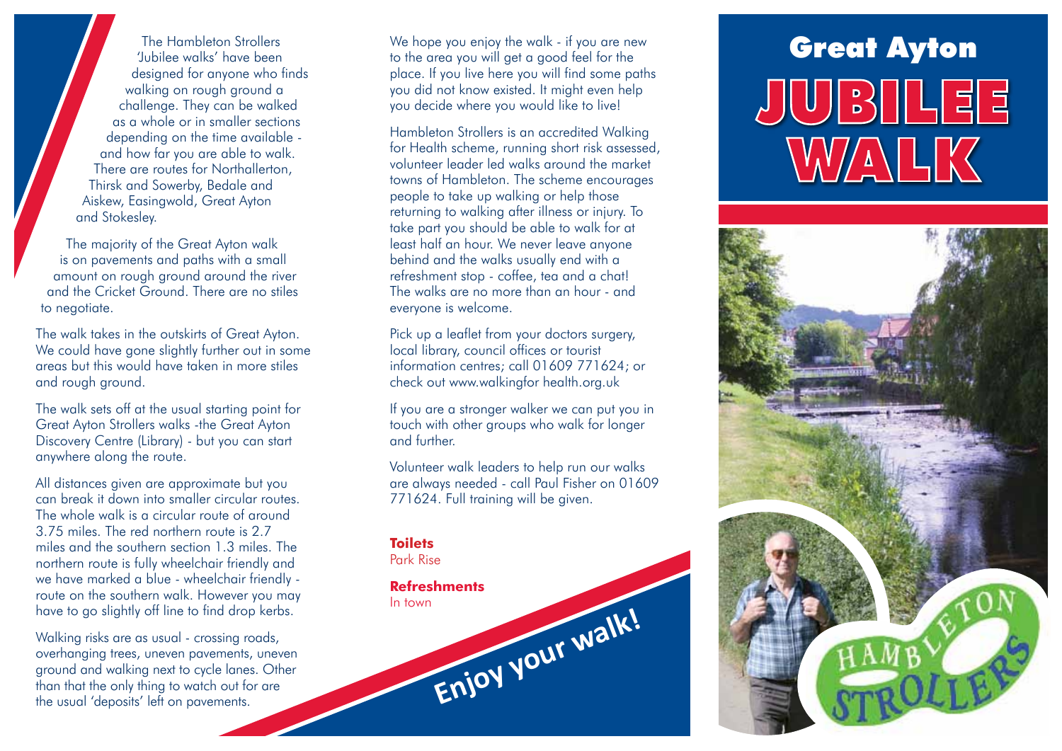# Great Ayton

# JUBILEE WALK

The Hambleton Strollers 'Jubilee walks' have been designed for anyone who finds walking on rough ground a challenge. They can be walked as a whole or in smaller sections depending on the time available - and how far you are able to walk. There are routes for Northallerton, Thirsk and Sowerby, Bedale and Aiskew, Easingwold, Great Ayton and Stokesley.

The majority of the Great Ayton walk is on pavements and paths with a small amount on rough ground around the river and the Cricket Ground. There are no stiles to negotiate.

The walk takes in the outskirts of Great Ayton. We could have gone slightly further out in some areas but this would have taken in more stiles and rough ground.

The walk sets off at the usual starting point for Great Ayton Strollers walks -the Great Ayton Discovery Centre (Library) - but you can start anywhere along the route.

All distances given are approximate but you can break it down into smaller circular routes. The whole walk is a circular route of around 3.75 miles. The red northern route is 2.7 miles and the southern section 1.3 miles. The northern route is fully wheelchair friendly and we have marked a blue - wheelchair friendly - route on the southern walk. However you may have to go slightly off line to find drop kerbs.

Walking risks are as usual - crossing roads, overhanging trees, uneven pavements, uneven ground and walking next to cycle lanes. Other than that the only thing to watch out for are the usual 'deposits' left on pavements.

We hope you enjoy the walk - if you are new to the area you will get a good feel for the place. If you live here you will find some paths you did not know existed. It might even help you decide where you would like to live!

Hambleton Strollers is an accredited Walking for Health scheme, running short risk assessed, volunteer leader led walks around the market towns of Hambleton. The scheme encourages people to take up walking or help those returning to walking after illness or injury. To take part you should be able to walk for at least half an hour. We never leave anyone behind and the walks usually end with a refreshment stop - coffee, tea and a chat! The walks are no more than an hour - and everyone is welcome.

Pick up a leaflet from your doctors surgery, local library, council offices or tourist information centres; call 01609 771624; or check out www.walkingfor health.org.uk

If you are a stronger walker we can put you in touch with other groups who walk for longer and further.

Volunteer walk leaders to help run our walks are always needed - call Paul Fisher on 01609 771624. Full training will be given.

**Toilets**
Park Rise

**Refreshments**
In town

**Enjoy your walk!**

HAMBLETON STROLLERS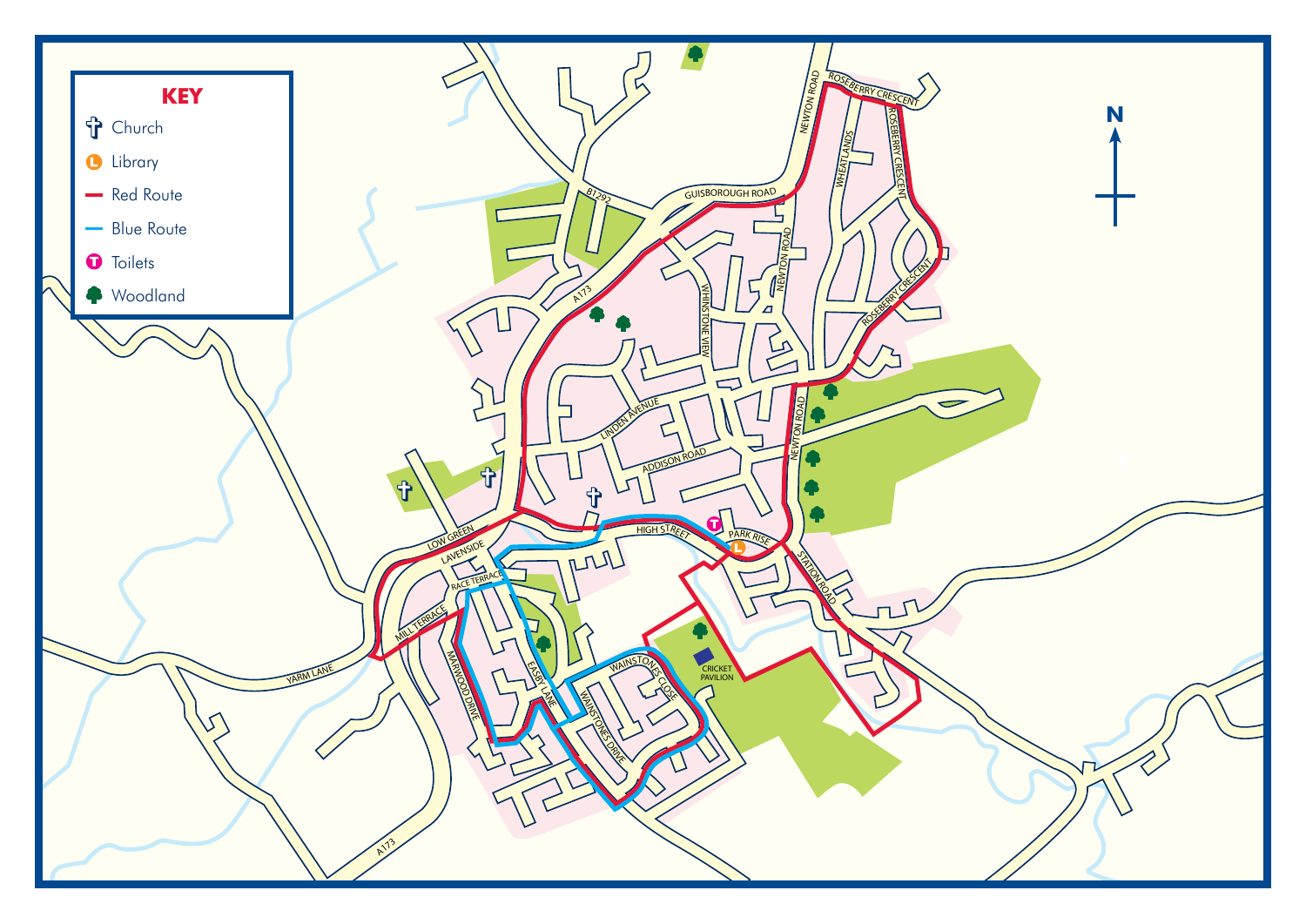## KEY

- Church
- Library
- Red Route
- Blue Route
- Toilets
- Woodland

N

ROSEBERRY CRESCENT
NEWTON ROAD
WHEATLANDS
ROSEBERRY CRESCENT
GUISBOROUGH ROAD
B1292
NEWTON ROAD
ROSEBERRY CRESCENT
A173
WHINSTONE VIEW
LINDEN AVENUE
ADDISON ROAD
NEWTON ROAD
LOW GREEN
HIGH STREET
PARK RISE
STATION ROAD
LAVENSIDE
RACE TERRACE
MILL TERRACE
WAINSTONES CLOSE
CRICKET PAVILION
MARWOOD DRIVE
EASBY LANE
WAINSTONES DRIVE
YARM LANE
A173